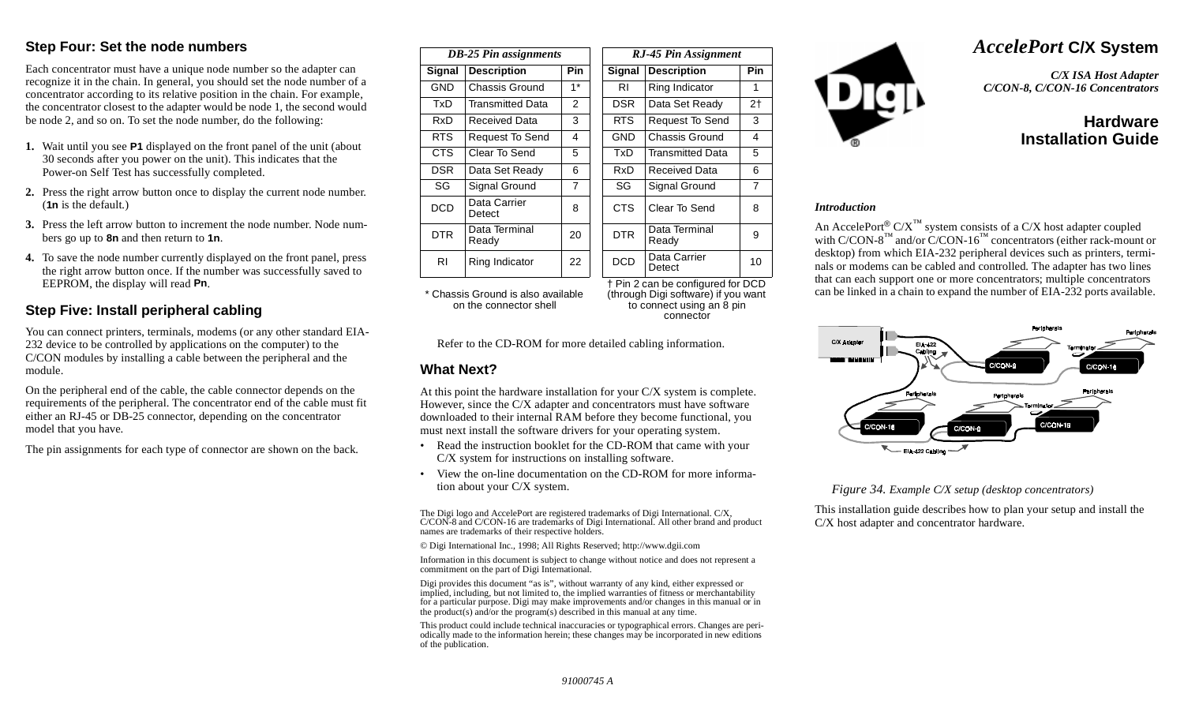## Step Four: Set the node numbers

Each concentrator must have a unique node number so the adapter can recognize it in the chain. In general, you should set the node number of a concentrator according to its relative position in the chain. For example, the concentrator closest to the adapter would be node 1, the second would be node 2, and so on. To set the node number, do the following:

1. Wait until you see **P1** displayed on the front panel of the unit (about 30 seconds after you power on the unit). This indicates that the Power-on Self Test has successfully completed.
2. Press the right arrow button once to display the current node number. (**1n** is the default.)
3. Press the left arrow button to increment the node number. Node numbers go up to **8n** and then return to **1n**.
4. To save the node number currently displayed on the front panel, press the right arrow button once. If the number was successfully saved to EEPROM, the display will read **Pn**.

## Step Five: Install peripheral cabling

You can connect printers, terminals, modems (or any other standard EIA-232 device to be controlled by applications on the computer) to the C/CON modules by installing a cable between the peripheral and the module.

On the peripheral end of the cable, the cable connector depends on the requirements of the peripheral. The concentrator end of the cable must fit either an RJ-45 or DB-25 connector, depending on the concentrator model that you have.

The pin assignments for each type of connector are shown on the back.

*DB-25 Pin assignments*

| Signal | Description | Pin |
|---|---|---|
| GND | Chassis Ground | 1* |
| TxD | Transmitted Data | 2 |
| RxD | Received Data | 3 |
| RTS | Request To Send | 4 |
| CTS | Clear To Send | 5 |
| DSR | Data Set Ready | 6 |
| SG | Signal Ground | 7 |
| DCD | Data Carrier Detect | 8 |
| DTR | Data Terminal Ready | 20 |
| RI | Ring Indicator | 22 |

\* Chassis Ground is also available on the connector shell

*RJ-45 Pin Assignment*

| Signal | Description | Pin |
|---|---|---|
| RI | Ring Indicator | 1 |
| DSR | Data Set Ready | 2† |
| RTS | Request To Send | 3 |
| GND | Chassis Ground | 4 |
| TxD | Transmitted Data | 5 |
| RxD | Received Data | 6 |
| SG | Signal Ground | 7 |
| CTS | Clear To Send | 8 |
| DTR | Data Terminal Ready | 9 |
| DCD | Data Carrier Detect | 10 |

† Pin 2 can be configured for DCD (through Digi software) if you want to connect using an 8 pin connector

Refer to the CD-ROM for more detailed cabling information.

## What Next?

At this point the hardware installation for your C/X system is complete. However, since the C/X adapter and concentrators must have software downloaded to their internal RAM before they become functional, you must next install the software drivers for your operating system.

- Read the instruction booklet for the CD-ROM that came with your C/X system for instructions on installing software.
- View the on-line documentation on the CD-ROM for more information about your C/X system.

The Digi logo and AccelePort are registered trademarks of Digi International. C/X, C/CON-8 and C/CON-16 are trademarks of Digi International. All other brand and product names are trademarks of their respective holders.

© Digi International Inc., 1998; All Rights Reserved; http://www.dgii.com

Information in this document is subject to change without notice and does not represent a commitment on the part of Digi International.

Digi provides this document "as is", without warranty of any kind, either expressed or implied, including, but not limited to, the implied warranties of fitness or merchantability for a particular purpose. Digi may make improvements and/or changes in this manual or in the product(s) and/or the program(s) described in this manual at any time.

This product could include technical inaccuracies or typographical errors. Changes are periodically made to the information herein; these changes may be incorporated in new editions of the publication.

91000745 A

# *AccelePort* C/X System

***C/X ISA Host Adapter***
***C/CON-8, C/CON-16 Concentrators***

## Hardware Installation Guide

### *Introduction*

An AccelePort® C/X™ system consists of a C/X host adapter coupled with C/CON-8™ and/or C/CON-16™ concentrators (either rack-mount or desktop) from which EIA-232 peripheral devices such as printers, terminals or modems can be cabled and controlled. The adapter has two lines that can each support one or more concentrators; multiple concentrators can be linked in a chain to expand the number of EIA-232 ports available.

*Figure 34. Example C/X setup (desktop concentrators)*

This installation guide describes how to plan your setup and install the C/X host adapter and concentrator hardware.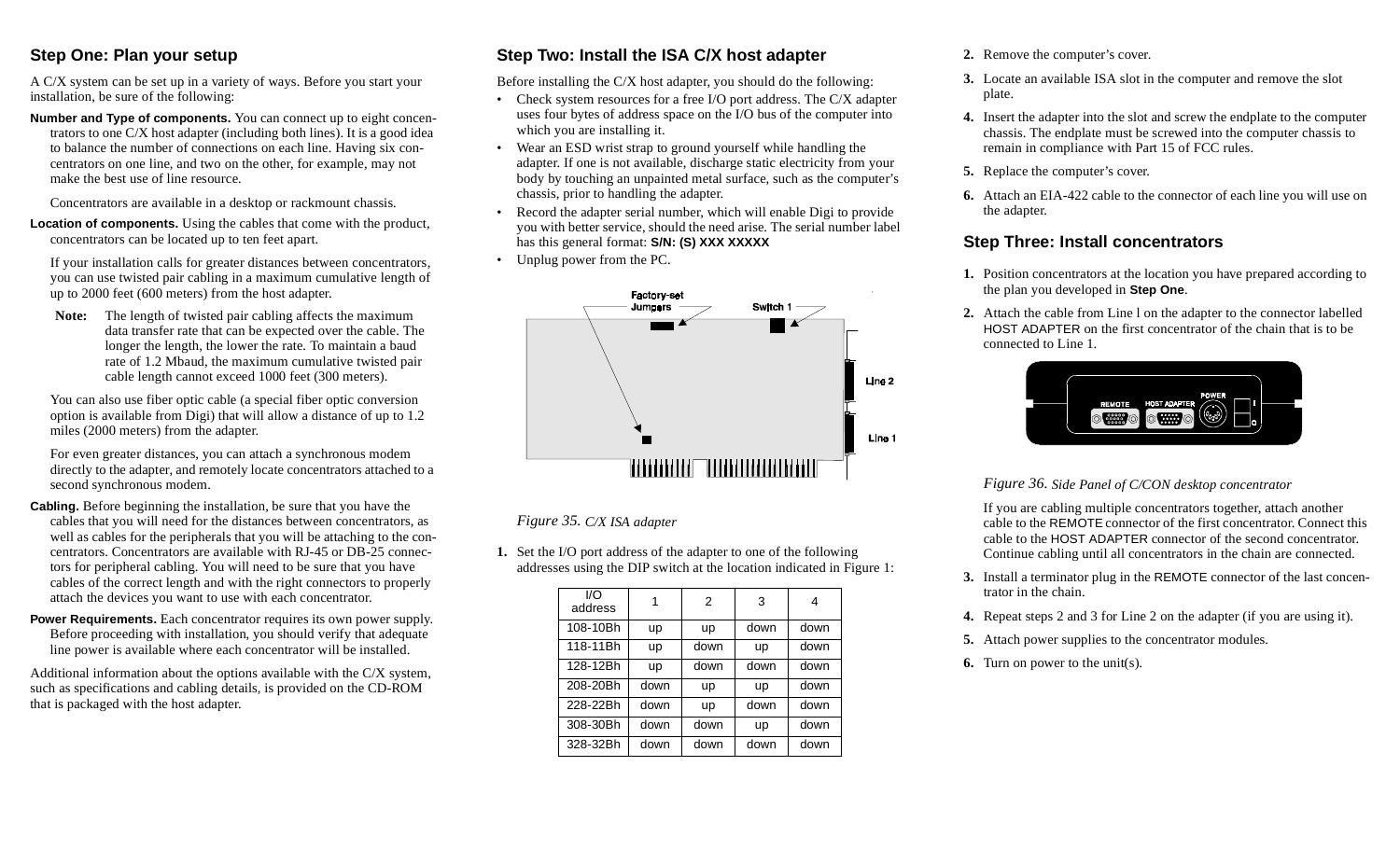## Step One: Plan your setup

A C/X system can be set up in a variety of ways. Before you start your installation, be sure of the following:

**Number and Type of components.** You can connect up to eight concentrators to one C/X host adapter (including both lines). It is a good idea to balance the number of connections on each line. Having six concentrators on one line, and two on the other, for example, may not make the best use of line resource.

Concentrators are available in a desktop or rackmount chassis.

**Location of components.** Using the cables that come with the product, concentrators can be located up to ten feet apart.

If your installation calls for greater distances between concentrators, you can use twisted pair cabling in a maximum cumulative length of up to 2000 feet (600 meters) from the host adapter.

**Note:** The length of twisted pair cabling affects the maximum data transfer rate that can be expected over the cable. The longer the length, the lower the rate. To maintain a baud rate of 1.2 Mbaud, the maximum cumulative twisted pair cable length cannot exceed 1000 feet (300 meters).

You can also use fiber optic cable (a special fiber optic conversion option is available from Digi) that will allow a distance of up to 1.2 miles (2000 meters) from the adapter.

For even greater distances, you can attach a synchronous modem directly to the adapter, and remotely locate concentrators attached to a second synchronous modem.

**Cabling.** Before beginning the installation, be sure that you have the cables that you will need for the distances between concentrators, as well as cables for the peripherals that you will be attaching to the concentrators. Concentrators are available with RJ-45 or DB-25 connectors for peripheral cabling. You will need to be sure that you have cables of the correct length and with the right connectors to properly attach the devices you want to use with each concentrator.

**Power Requirements.** Each concentrator requires its own power supply. Before proceeding with installation, you should verify that adequate line power is available where each concentrator will be installed.

Additional information about the options available with the C/X system, such as specifications and cabling details, is provided on the CD-ROM that is packaged with the host adapter.

## Step Two: Install the ISA C/X host adapter

Before installing the C/X host adapter, you should do the following:

- Check system resources for a free I/O port address. The C/X adapter uses four bytes of address space on the I/O bus of the computer into which you are installing it.
- Wear an ESD wrist strap to ground yourself while handling the adapter. If one is not available, discharge static electricity from your body by touching an unpainted metal surface, such as the computer's chassis, prior to handling the adapter.
- Record the adapter serial number, which will enable Digi to provide you with better service, should the need arise. The serial number label has this general format: **S/N: (S) XXX XXXXX**
- Unplug power from the PC.

Factory-set Jumpers

Switch 1

Line 2

Line 1

*Figure 35. C/X ISA adapter*

1. Set the I/O port address of the adapter to one of the following addresses using the DIP switch at the location indicated in Figure 1:

| I/O address | 1 | 2 | 3 | 4 |
|---|---|---|---|---|
| 108-10Bh | up | up | down | down |
| 118-11Bh | up | down | up | down |
| 128-12Bh | up | down | down | down |
| 208-20Bh | down | up | up | down |
| 228-22Bh | down | up | down | down |
| 308-30Bh | down | down | up | down |
| 328-32Bh | down | down | down | down |

2. Remove the computer's cover.
3. Locate an available ISA slot in the computer and remove the slot plate.
4. Insert the adapter into the slot and screw the endplate to the computer chassis. The endplate must be screwed into the computer chassis to remain in compliance with Part 15 of FCC rules.
5. Replace the computer's cover.
6. Attach an EIA-422 cable to the connector of each line you will use on the adapter.

## Step Three: Install concentrators

1. Position concentrators at the location you have prepared according to the plan you developed in **Step One**.
2. Attach the cable from Line l on the adapter to the connector labelled HOST ADAPTER on the first concentrator of the chain that is to be connected to Line 1.

REMOTE HOST ADAPTER POWER

*Figure 36. Side Panel of C/CON desktop concentrator*

If you are cabling multiple concentrators together, attach another cable to the REMOTE connector of the first concentrator. Connect this cable to the HOST ADAPTER connector of the second concentrator. Continue cabling until all concentrators in the chain are connected.

3. Install a terminator plug in the REMOTE connector of the last concentrator in the chain.
4. Repeat steps 2 and 3 for Line 2 on the adapter (if you are using it).
5. Attach power supplies to the concentrator modules.
6. Turn on power to the unit(s).